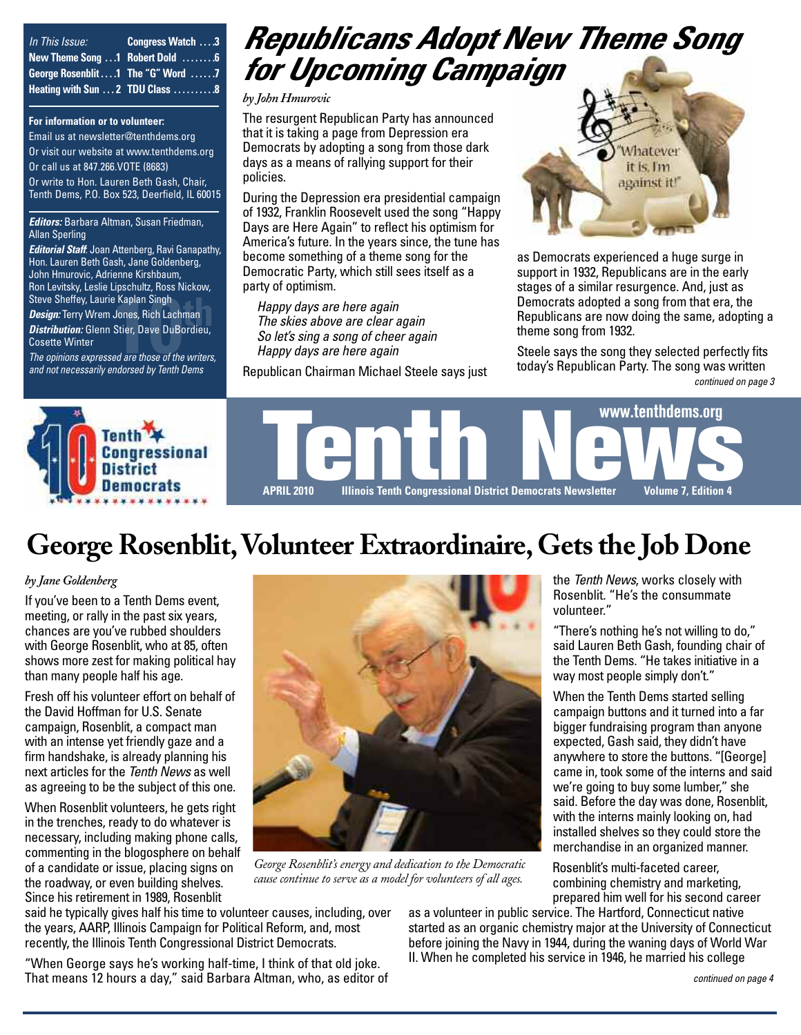| *In This Issue:* | |
|---|---|
| New Theme Song ...1 | Congress Watch ....3 |
| George Rosenblit....1 | Robert Dold ........6 |
| Heating with Sun ...2 | The "G" Word ......7 |
| | TDU Class ..........8 |

**For information or to volunteer:**
Email us at newsletter@tenthdems.org
Or visit our website at www.tenthdems.org
Or call us at 847.266.VOTE (8683)
Or write to Hon. Lauren Beth Gash, Chair, Tenth Dems, P.O. Box 523, Deerfield, IL 60015

***Editors:*** Barbara Altman, Susan Friedman, Allan Sperling
***Editorial Staff:*** Joan Attenberg, Ravi Ganapathy, Hon. Lauren Beth Gash, Jane Goldenberg, John Hmurovic, Adrienne Kirshbaum, Ron Levitsky, Leslie Lipschultz, Ross Nickow, Steve Sheffey, Laurie Kaplan Singh
***Design:*** Terry Wrem Jones, Rich Lachman
***Distribution:*** Glenn Stier, Dave DuBordieu, Cosette Winter
*The opinions expressed are those of the writers, and not necessarily endorsed by Tenth Dems*

# Republicans Adopt New Theme Song for Upcoming Campaign

*by John Hmurovic*

The resurgent Republican Party has announced that it is taking a page from Depression era Democrats by adopting a song from those dark days as a means of rallying support for their policies.

During the Depression era presidential campaign of 1932, Franklin Roosevelt used the song "Happy Days are Here Again" to reflect his optimism for America's future. In the years since, the tune has become something of a theme song for the Democratic Party, which still sees itself as a party of optimism.

*Happy days are here again*
*The skies above are clear again*
*So let's sing a song of cheer again*
*Happy days are here again*

Republican Chairman Michael Steele says just as Democrats experienced a huge surge in support in 1932, Republicans are in the early stages of a similar resurgence. And, just as Democrats adopted a song from that era, the Republicans are now doing the same, adopting a theme song from 1932.

Steele says the song they selected perfectly fits today's Republican Party. The song was written

*continued on page 3*

**Tenth Congressional District Democrats**

# Tenth News

www.tenthdems.org

APRIL 2010 — Illinois Tenth Congressional District Democrats Newsletter — Volume 7, Edition 4

# George Rosenblit, Volunteer Extraordinaire, Gets the Job Done

*by Jane Goldenberg*

If you've been to a Tenth Dems event, meeting, or rally in the past six years, chances are you've rubbed shoulders with George Rosenblit, who at 85, often shows more zest for making political hay than many people half his age.

Fresh off his volunteer effort on behalf of the David Hoffman for U.S. Senate campaign, Rosenblit, a compact man with an intense yet friendly gaze and a firm handshake, is already planning his next articles for the *Tenth News* as well as agreeing to be the subject of this one.

When Rosenblit volunteers, he gets right in the trenches, ready to do whatever is necessary, including making phone calls, commenting in the blogosphere on behalf of a candidate or issue, placing signs on the roadway, or even building shelves. Since his retirement in 1989, Rosenblit said he typically gives half his time to volunteer causes, including, over the years, AARP, Illinois Campaign for Political Reform, and, most recently, the Illinois Tenth Congressional District Democrats.

"When George says he's working half-time, I think of that old joke. That means 12 hours a day," said Barbara Altman, who, as editor of the *Tenth News*, works closely with Rosenblit. "He's the consummate volunteer."

*George Rosenblit's energy and dedication to the Democratic cause continue to serve as a model for volunteers of all ages.*

"There's nothing he's not willing to do," said Lauren Beth Gash, founding chair of the Tenth Dems. "He takes initiative in a way most people simply don't."

When the Tenth Dems started selling campaign buttons and it turned into a far bigger fundraising program than anyone expected, Gash said, they didn't have anywhere to store the buttons. "[George] came in, took some of the interns and said we're going to buy some lumber," she said. Before the day was done, Rosenblit, with the interns mainly looking on, had installed shelves so they could store the merchandise in an organized manner.

Rosenblit's multi-faceted career, combining chemistry and marketing, prepared him well for his second career as a volunteer in public service. The Hartford, Connecticut native started as an organic chemistry major at the University of Connecticut before joining the Navy in 1944, during the waning days of World War II. When he completed his service in 1946, he married his college

*continued on page 4*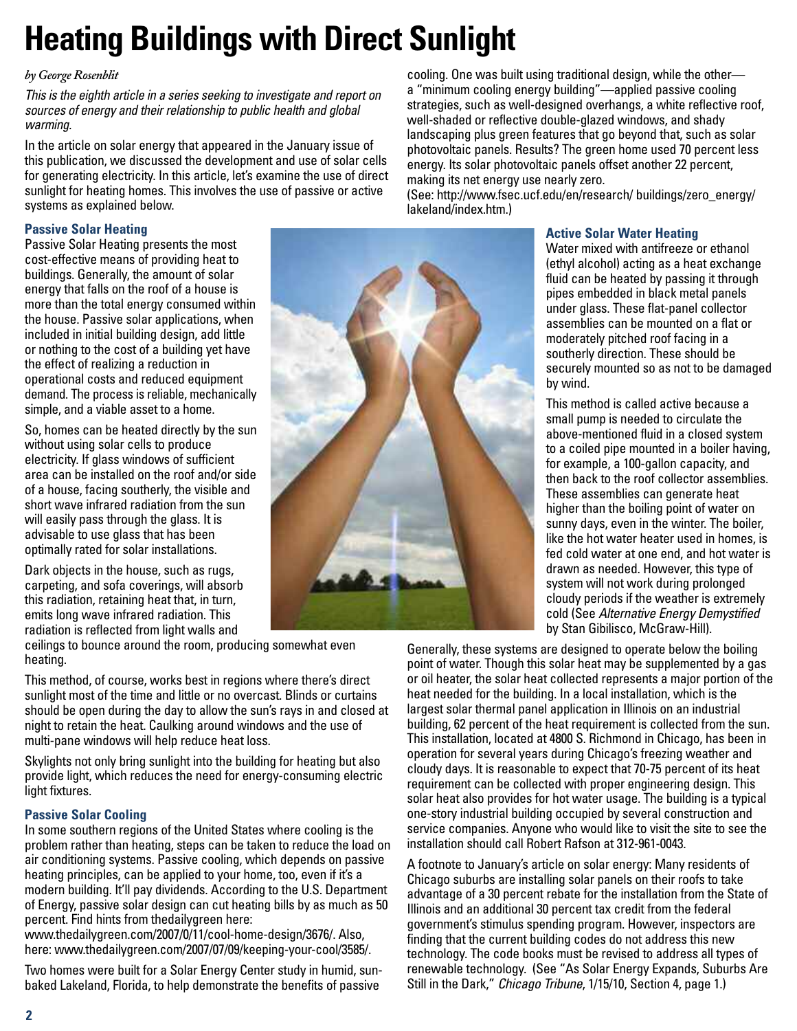# Heating Buildings with Direct Sunlight

*by George Rosenblit*

*This is the eighth article in a series seeking to investigate and report on sources of energy and their relationship to public health and global warming.*

In the article on solar energy that appeared in the January issue of this publication, we discussed the development and use of solar cells for generating electricity. In this article, let's examine the use of direct sunlight for heating homes. This involves the use of passive or active systems as explained below.

### Passive Solar Heating

Passive Solar Heating presents the most cost-effective means of providing heat to buildings. Generally, the amount of solar energy that falls on the roof of a house is more than the total energy consumed within the house. Passive solar applications, when included in initial building design, add little or nothing to the cost of a building yet have the effect of realizing a reduction in operational costs and reduced equipment demand. The process is reliable, mechanically simple, and a viable asset to a home.

So, homes can be heated directly by the sun without using solar cells to produce electricity. If glass windows of sufficient area can be installed on the roof and/or side of a house, facing southerly, the visible and short wave infrared radiation from the sun will easily pass through the glass. It is advisable to use glass that has been optimally rated for solar installations.

Dark objects in the house, such as rugs, carpeting, and sofa coverings, will absorb this radiation, retaining heat that, in turn, emits long wave infrared radiation. This radiation is reflected from light walls and ceilings to bounce around the room, producing somewhat even heating.

This method, of course, works best in regions where there's direct sunlight most of the time and little or no overcast. Blinds or curtains should be open during the day to allow the sun's rays in and closed at night to retain the heat. Caulking around windows and the use of multi-pane windows will help reduce heat loss.

Skylights not only bring sunlight into the building for heating but also provide light, which reduces the need for energy-consuming electric light fixtures.

### Passive Solar Cooling

In some southern regions of the United States where cooling is the problem rather than heating, steps can be taken to reduce the load on air conditioning systems. Passive cooling, which depends on passive heating principles, can be applied to your home, too, even if it's a modern building. It'll pay dividends. According to the U.S. Department of Energy, passive solar design can cut heating bills by as much as 50 percent. Find hints from thedailygreen here: www.thedailygreen.com/2007/0/11/cool-home-design/3676/. Also, here: www.thedailygreen.com/2007/07/09/keeping-your-cool/3585/.

Two homes were built for a Solar Energy Center study in humid, sun-baked Lakeland, Florida, to help demonstrate the benefits of passive cooling. One was built using traditional design, while the other—a "minimum cooling energy building"—applied passive cooling strategies, such as well-designed overhangs, a white reflective roof, well-shaded or reflective double-glazed windows, and shady landscaping plus green features that go beyond that, such as solar photovoltaic panels. Results? The green home used 70 percent less energy. Its solar photovoltaic panels offset another 22 percent, making its net energy use nearly zero.
(See: http://www.fsec.ucf.edu/en/research/ buildings/zero_energy/lakeland/index.htm.)

### Active Solar Water Heating

Water mixed with antifreeze or ethanol (ethyl alcohol) acting as a heat exchange fluid can be heated by passing it through pipes embedded in black metal panels under glass. These flat-panel collector assemblies can be mounted on a flat or moderately pitched roof facing in a southerly direction. These should be securely mounted so as not to be damaged by wind.

This method is called active because a small pump is needed to circulate the above-mentioned fluid in a closed system to a coiled pipe mounted in a boiler having, for example, a 100-gallon capacity, and then back to the roof collector assemblies. These assemblies can generate heat higher than the boiling point of water on sunny days, even in the winter. The boiler, like the hot water heater used in homes, is fed cold water at one end, and hot water is drawn as needed. However, this type of system will not work during prolonged cloudy periods if the weather is extremely cold (See *Alternative Energy Demystified* by Stan Gibilisco, McGraw-Hill).

Generally, these systems are designed to operate below the boiling point of water. Though this solar heat may be supplemented by a gas or oil heater, the solar heat collected represents a major portion of the heat needed for the building. In a local installation, which is the largest solar thermal panel application in Illinois on an industrial building, 62 percent of the heat requirement is collected from the sun. This installation, located at 4800 S. Richmond in Chicago, has been in operation for several years during Chicago's freezing weather and cloudy days. It is reasonable to expect that 70-75 percent of its heat requirement can be collected with proper engineering design. This solar heat also provides for hot water usage. The building is a typical one-story industrial building occupied by several construction and service companies. Anyone who would like to visit the site to see the installation should call Robert Rafson at 312-961-0043.

A footnote to January's article on solar energy: Many residents of Chicago suburbs are installing solar panels on their roofs to take advantage of a 30 percent rebate for the installation from the State of Illinois and an additional 30 percent tax credit from the federal government's stimulus spending program. However, inspectors are finding that the current building codes do not address this new technology. The code books must be revised to address all types of renewable technology. (See "As Solar Energy Expands, Suburbs Are Still in the Dark," *Chicago Tribune*, 1/15/10, Section 4, page 1.)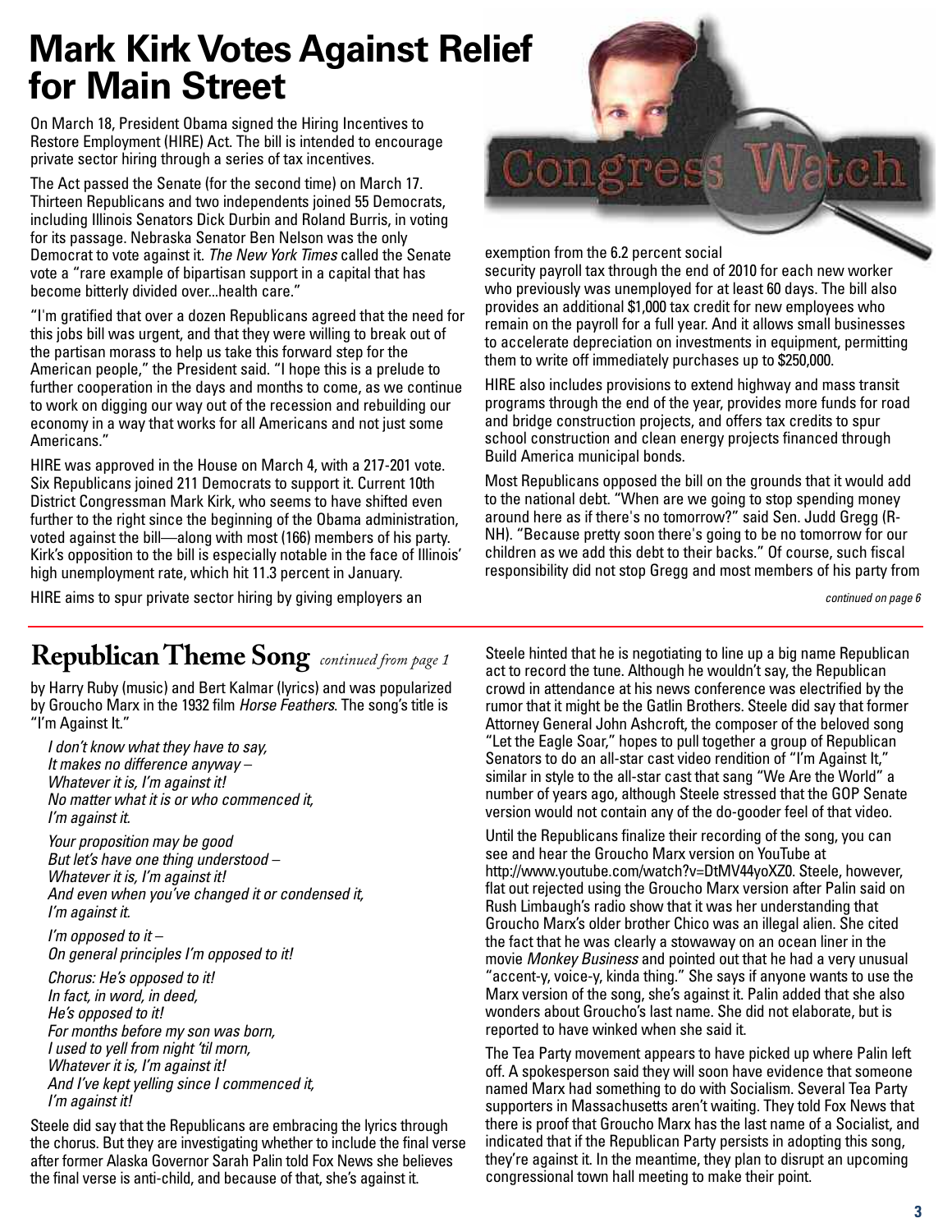# Mark Kirk Votes Against Relief for Main Street

On March 18, President Obama signed the Hiring Incentives to Restore Employment (HIRE) Act. The bill is intended to encourage private sector hiring through a series of tax incentives.

The Act passed the Senate (for the second time) on March 17. Thirteen Republicans and two independents joined 55 Democrats, including Illinois Senators Dick Durbin and Roland Burris, in voting for its passage. Nebraska Senator Ben Nelson was the only Democrat to vote against it. *The New York Times* called the Senate vote a "rare example of bipartisan support in a capital that has become bitterly divided over...health care."

"I'm gratified that over a dozen Republicans agreed that the need for this jobs bill was urgent, and that they were willing to break out of the partisan morass to help us take this forward step for the American people," the President said. "I hope this is a prelude to further cooperation in the days and months to come, as we continue to work on digging our way out of the recession and rebuilding our economy in a way that works for all Americans and not just some Americans."

HIRE was approved in the House on March 4, with a 217-201 vote. Six Republicans joined 211 Democrats to support it. Current 10th District Congressman Mark Kirk, who seems to have shifted even further to the right since the beginning of the Obama administration, voted against the bill—along with most (166) members of his party. Kirk's opposition to the bill is especially notable in the face of Illinois' high unemployment rate, which hit 11.3 percent in January.

HIRE aims to spur private sector hiring by giving employers an exemption from the 6.2 percent social security payroll tax through the end of 2010 for each new worker who previously was unemployed for at least 60 days. The bill also provides an additional $1,000 tax credit for new employees who remain on the payroll for a full year. And it allows small businesses to accelerate depreciation on investments in equipment, permitting them to write off immediately purchases up to $250,000.

HIRE also includes provisions to extend highway and mass transit programs through the end of the year, provides more funds for road and bridge construction projects, and offers tax credits to spur school construction and clean energy projects financed through Build America municipal bonds.

Most Republicans opposed the bill on the grounds that it would add to the national debt. "When are we going to stop spending money around here as if there's no tomorrow?" said Sen. Judd Gregg (R-NH). "Because pretty soon there's going to be no tomorrow for our children as we add this debt to their backs." Of course, such fiscal responsibility did not stop Gregg and most members of his party from

*continued on page 6*

# Republican Theme Song *continued from page 1*

by Harry Ruby (music) and Bert Kalmar (lyrics) and was popularized by Groucho Marx in the 1932 film *Horse Feathers*. The song's title is "I'm Against It."

*I don't know what they have to say,*
*It makes no difference anyway –*
*Whatever it is, I'm against it!*
*No matter what it is or who commenced it,*
*I'm against it.*

*Your proposition may be good*
*But let's have one thing understood –*
*Whatever it is, I'm against it!*
*And even when you've changed it or condensed it,*
*I'm against it.*

*I'm opposed to it –*
*On general principles I'm opposed to it!*

*Chorus: He's opposed to it!*
*In fact, in word, in deed,*
*He's opposed to it!*
*For months before my son was born,*
*I used to yell from night 'til morn,*
*Whatever it is, I'm against it!*
*And I've kept yelling since I commenced it,*
*I'm against it!*

Steele did say that the Republicans are embracing the lyrics through the chorus. But they are investigating whether to include the final verse after former Alaska Governor Sarah Palin told Fox News she believes the final verse is anti-child, and because of that, she's against it.

Steele hinted that he is negotiating to line up a big name Republican act to record the tune. Although he wouldn't say, the Republican crowd in attendance at his news conference was electrified by the rumor that it might be the Gatlin Brothers. Steele did say that former Attorney General John Ashcroft, the composer of the beloved song "Let the Eagle Soar," hopes to pull together a group of Republican Senators to do an all-star cast video rendition of "I'm Against It," similar in style to the all-star cast that sang "We Are the World" a number of years ago, although Steele stressed that the GOP Senate version would not contain any of the do-gooder feel of that video.

Until the Republicans finalize their recording of the song, you can see and hear the Groucho Marx version on YouTube at http://www.youtube.com/watch?v=DtMV44yoXZ0. Steele, however, flat out rejected using the Groucho Marx version after Palin said on Rush Limbaugh's radio show that it was her understanding that Groucho Marx's older brother Chico was an illegal alien. She cited the fact that he was clearly a stowaway on an ocean liner in the movie *Monkey Business* and pointed out that he had a very unusual "accent-y, voice-y, kinda thing." She says if anyone wants to use the Marx version of the song, she's against it. Palin added that she also wonders about Groucho's last name. She did not elaborate, but is reported to have winked when she said it.

The Tea Party movement appears to have picked up where Palin left off. A spokesperson said they will soon have evidence that someone named Marx had something to do with Socialism. Several Tea Party supporters in Massachusetts aren't waiting. They told Fox News that there is proof that Groucho Marx has the last name of a Socialist, and indicated that if the Republican Party persists in adopting this song, they're against it. In the meantime, they plan to disrupt an upcoming congressional town hall meeting to make their point.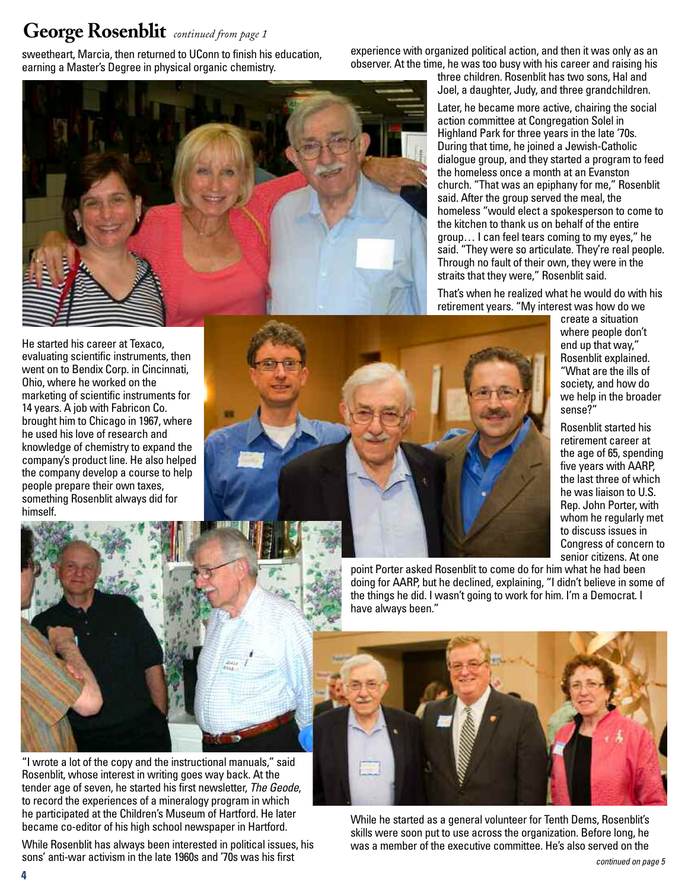# George Rosenblit *continued from page 1*

sweetheart, Marcia, then returned to UConn to finish his education, earning a Master's Degree in physical organic chemistry.

He started his career at Texaco, evaluating scientific instruments, then went on to Bendix Corp. in Cincinnati, Ohio, where he worked on the marketing of scientific instruments for 14 years. A job with Fabricon Co. brought him to Chicago in 1967, where he used his love of research and knowledge of chemistry to expand the company's product line. He also helped the company develop a course to help people prepare their own taxes, something Rosenblit always did for himself.

"I wrote a lot of the copy and the instructional manuals," said Rosenblit, whose interest in writing goes way back. At the tender age of seven, he started his first newsletter, *The Geode*, to record the experiences of a mineralogy program in which he participated at the Children's Museum of Hartford. He later became co-editor of his high school newspaper in Hartford.

While Rosenblit has always been interested in political issues, his sons' anti-war activism in the late 1960s and '70s was his first experience with organized political action, and then it was only as an observer. At the time, he was too busy with his career and raising his three children. Rosenblit has two sons, Hal and Joel, a daughter, Judy, and three grandchildren.

Later, he became more active, chairing the social action committee at Congregation Solel in Highland Park for three years in the late '70s. During that time, he joined a Jewish-Catholic dialogue group, and they started a program to feed the homeless once a month at an Evanston church. "That was an epiphany for me," Rosenblit said. After the group served the meal, the homeless "would elect a spokesperson to come to the kitchen to thank us on behalf of the entire group… I can feel tears coming to my eyes," he said. "They were so articulate. They're real people. Through no fault of their own, they were in the straits that they were," Rosenblit said.

That's when he realized what he would do with his retirement years. "My interest was how do we create a situation where people don't end up that way," Rosenblit explained. "What are the ills of society, and how do we help in the broader sense?"

Rosenblit started his retirement career at the age of 65, spending five years with AARP, the last three of which he was liaison to U.S. Rep. John Porter, with whom he regularly met to discuss issues in Congress of concern to senior citizens. At one point Porter asked Rosenblit to come do for him what he had been doing for AARP, but he declined, explaining, "I didn't believe in some of the things he did. I wasn't going to work for him. I'm a Democrat. I have always been."

While he started as a general volunteer for Tenth Dems, Rosenblit's skills were soon put to use across the organization. Before long, he was a member of the executive committee. He's also served on the

*continued on page 5*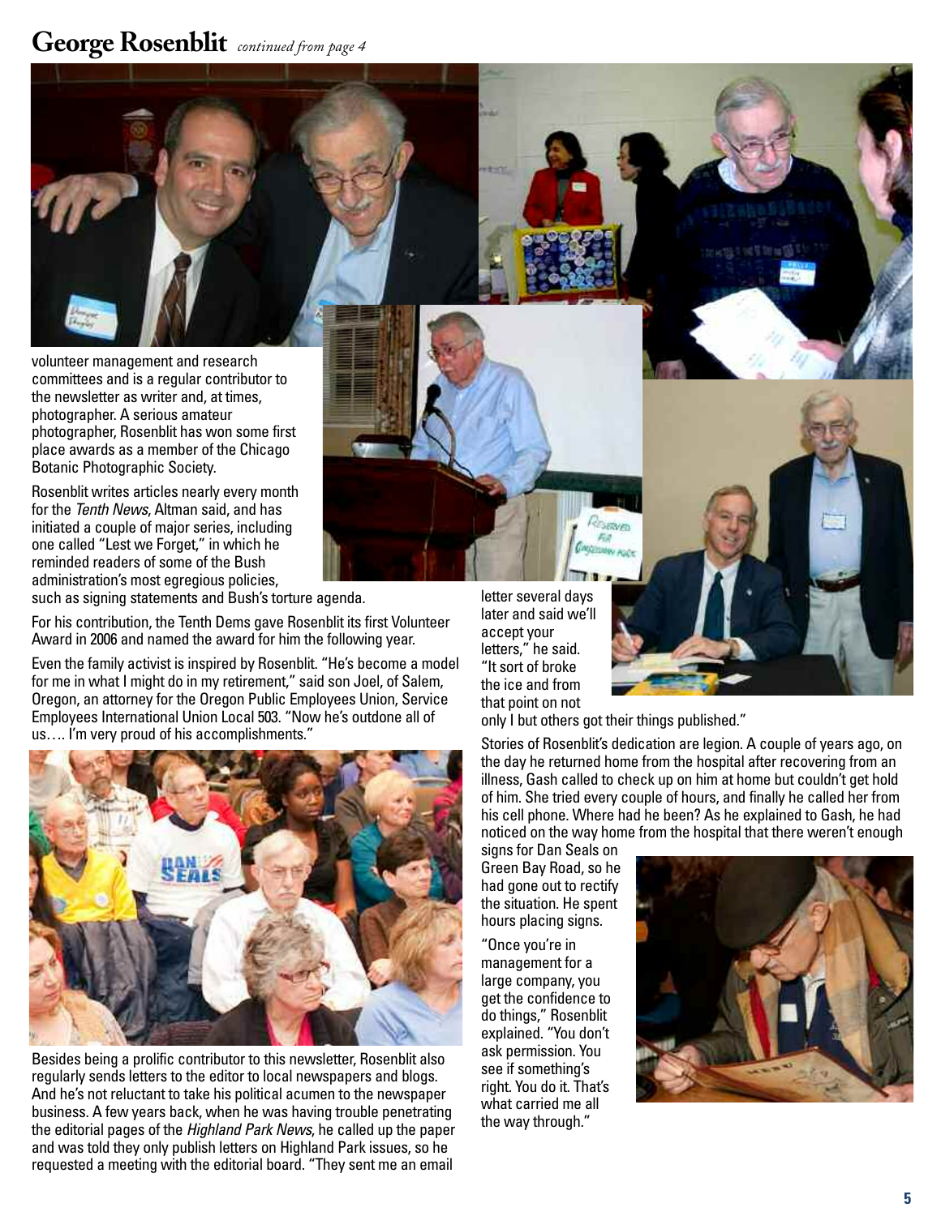# George Rosenblit *continued from page 4*

volunteer management and research committees and is a regular contributor to the newsletter as writer and, at times, photographer. A serious amateur photographer, Rosenblit has won some first place awards as a member of the Chicago Botanic Photographic Society.

Rosenblit writes articles nearly every month for the *Tenth News*, Altman said, and has initiated a couple of major series, including one called "Lest we Forget," in which he reminded readers of some of the Bush administration's most egregious policies, such as signing statements and Bush's torture agenda.

For his contribution, the Tenth Dems gave Rosenblit its first Volunteer Award in 2006 and named the award for him the following year.

Even the family activist is inspired by Rosenblit. "He's become a model for me in what I might do in my retirement," said son Joel, of Salem, Oregon, an attorney for the Oregon Public Employees Union, Service Employees International Union Local 503. "Now he's outdone all of us…. I'm very proud of his accomplishments."

Besides being a prolific contributor to this newsletter, Rosenblit also regularly sends letters to the editor to local newspapers and blogs. And he's not reluctant to take his political acumen to the newspaper business. A few years back, when he was having trouble penetrating the editorial pages of the *Highland Park News*, he called up the paper and was told they only publish letters on Highland Park issues, so he requested a meeting with the editorial board. "They sent me an email letter several days later and said we'll accept your letters," he said. "It sort of broke the ice and from that point on not only I but others got their things published."

Stories of Rosenblit's dedication are legion. A couple of years ago, on the day he returned home from the hospital after recovering from an illness, Gash called to check up on him at home but couldn't get hold of him. She tried every couple of hours, and finally he called her from his cell phone. Where had he been? As he explained to Gash, he had noticed on the way home from the hospital that there weren't enough signs for Dan Seals on Green Bay Road, so he had gone out to rectify the situation. He spent hours placing signs.

"Once you're in management for a large company, you get the confidence to do things," Rosenblit explained. "You don't ask permission. You see if something's right. You do it. That's what carried me all the way through."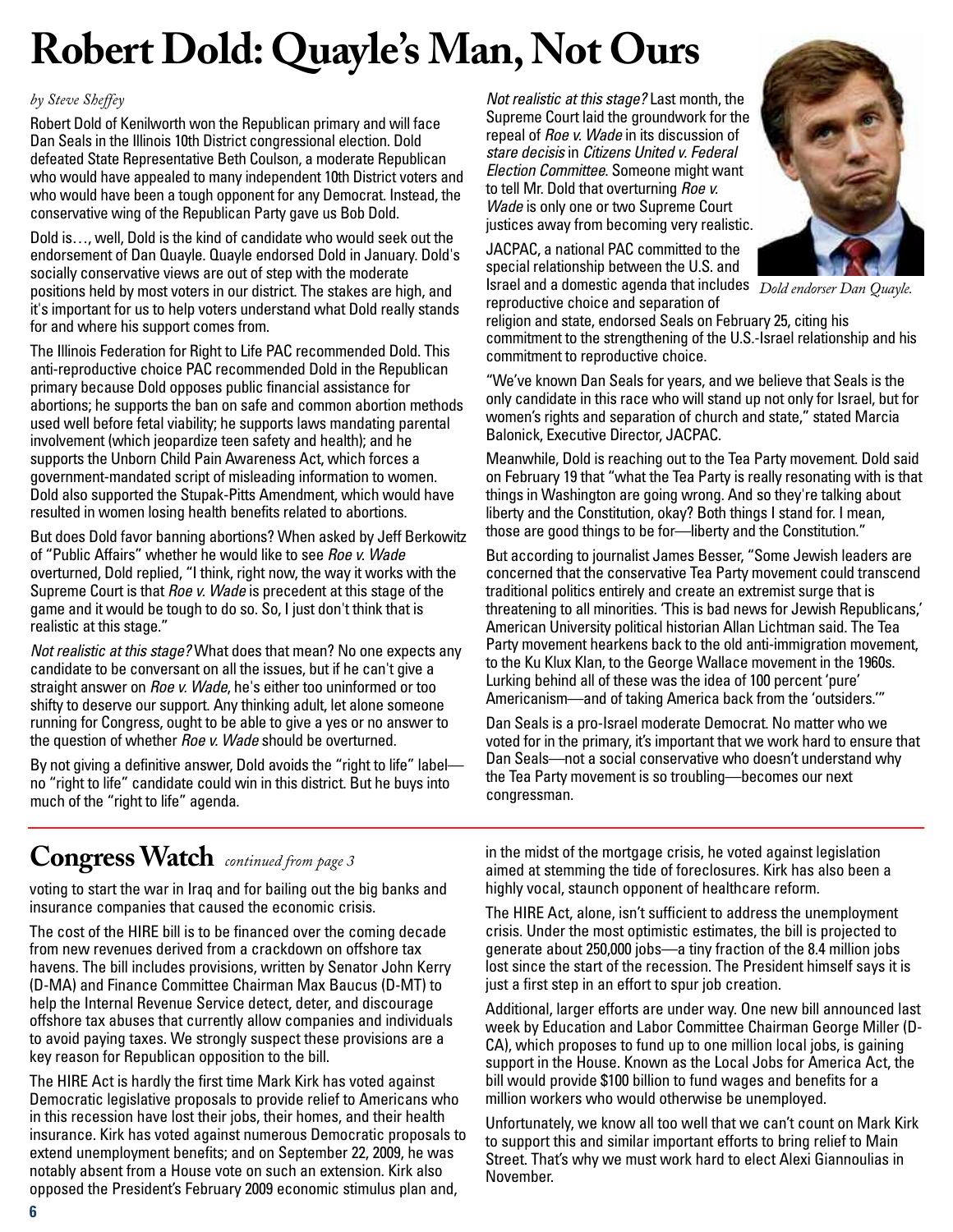# Robert Dold: Quayle's Man, Not Ours

*by Steve Sheffey*

Robert Dold of Kenilworth won the Republican primary and will face Dan Seals in the Illinois 10th District congressional election. Dold defeated State Representative Beth Coulson, a moderate Republican who would have appealed to many independent 10th District voters and who would have been a tough opponent for any Democrat. Instead, the conservative wing of the Republican Party gave us Bob Dold.

Dold is…, well, Dold is the kind of candidate who would seek out the endorsement of Dan Quayle. Quayle endorsed Dold in January. Dold's socially conservative views are out of step with the moderate positions held by most voters in our district. The stakes are high, and it's important for us to help voters understand what Dold really stands for and where his support comes from.

The Illinois Federation for Right to Life PAC recommended Dold. This anti-reproductive choice PAC recommended Dold in the Republican primary because Dold opposes public financial assistance for abortions; he supports the ban on safe and common abortion methods used well before fetal viability; he supports laws mandating parental involvement (which jeopardize teen safety and health); and he supports the Unborn Child Pain Awareness Act, which forces a government-mandated script of misleading information to women. Dold also supported the Stupak-Pitts Amendment, which would have resulted in women losing health benefits related to abortions.

But does Dold favor banning abortions? When asked by Jeff Berkowitz of "Public Affairs" whether he would like to see *Roe v. Wade* overturned, Dold replied, "I think, right now, the way it works with the Supreme Court is that *Roe v. Wade* is precedent at this stage of the game and it would be tough to do so. So, I just don't think that is realistic at this stage."

*Not realistic at this stage?* What does that mean? No one expects any candidate to be conversant on all the issues, but if he can't give a straight answer on *Roe v. Wade*, he's either too uninformed or too shifty to deserve our support. Any thinking adult, let alone someone running for Congress, ought to be able to give a yes or no answer to the question of whether *Roe v. Wade* should be overturned.

By not giving a definitive answer, Dold avoids the "right to life" label—no "right to life" candidate could win in this district. But he buys into much of the "right to life" agenda.

*Not realistic at this stage?* Last month, the Supreme Court laid the groundwork for the repeal of *Roe v. Wade* in its discussion of *stare decisis* in *Citizens United v. Federal Election Committee*. Someone might want to tell Mr. Dold that overturning *Roe v. Wade* is only one or two Supreme Court justices away from becoming very realistic.

*Dold endorser Dan Quayle.*

JACPAC, a national PAC committed to the special relationship between the U.S. and Israel and a domestic agenda that includes reproductive choice and separation of religion and state, endorsed Seals on February 25, citing his commitment to the strengthening of the U.S.-Israel relationship and his commitment to reproductive choice.

"We've known Dan Seals for years, and we believe that Seals is the only candidate in this race who will stand up not only for Israel, but for women's rights and separation of church and state," stated Marcia Balonick, Executive Director, JACPAC.

Meanwhile, Dold is reaching out to the Tea Party movement. Dold said on February 19 that "what the Tea Party is really resonating with is that things in Washington are going wrong. And so they're talking about liberty and the Constitution, okay? Both things I stand for. I mean, those are good things to be for—liberty and the Constitution."

But according to journalist James Besser, "Some Jewish leaders are concerned that the conservative Tea Party movement could transcend traditional politics entirely and create an extremist surge that is threatening to all minorities. 'This is bad news for Jewish Republicans,' American University political historian Allan Lichtman said. The Tea Party movement harkens back to the old anti-immigration movement, to the Ku Klux Klan, to the George Wallace movement in the 1960s. Lurking behind all of these was the idea of 100 percent 'pure' Americanism—and of taking America back from the 'outsiders.'"

Dan Seals is a pro-Israel moderate Democrat. No matter who we voted for in the primary, it's important that we work hard to ensure that Dan Seals—not a social conservative who doesn't understand why the Tea Party movement is so troubling—becomes our next congressman.

## Congress Watch *continued from page 3*

voting to start the war in Iraq and for bailing out the big banks and insurance companies that caused the economic crisis.

The cost of the HIRE bill is to be financed over the coming decade from new revenues derived from a crackdown on offshore tax havens. The bill includes provisions, written by Senator John Kerry (D-MA) and Finance Committee Chairman Max Baucus (D-MT) to help the Internal Revenue Service detect, deter, and discourage offshore tax abuses that currently allow companies and individuals to avoid paying taxes. We strongly suspect these provisions are a key reason for Republican opposition to the bill.

The HIRE Act is hardly the first time Mark Kirk has voted against Democratic legislative proposals to provide relief to Americans who in this recession have lost their jobs, their homes, and their health insurance. Kirk has voted against numerous Democratic proposals to extend unemployment benefits; and on September 22, 2009, he was notably absent from a House vote on such an extension. Kirk also opposed the President's February 2009 economic stimulus plan and, in the midst of the mortgage crisis, he voted against legislation aimed at stemming the tide of foreclosures. Kirk has also been a highly vocal, staunch opponent of healthcare reform.

The HIRE Act, alone, isn't sufficient to address the unemployment crisis. Under the most optimistic estimates, the bill is projected to generate about 250,000 jobs—a tiny fraction of the 8.4 million jobs lost since the start of the recession. The President himself says it is just a first step in an effort to spur job creation.

Additional, larger efforts are under way. One new bill announced last week by Education and Labor Committee Chairman George Miller (D-CA), which proposes to fund up to one million local jobs, is gaining support in the House. Known as the Local Jobs for America Act, the bill would provide $100 billion to fund wages and benefits for a million workers who would otherwise be unemployed.

Unfortunately, we know all too well that we can't count on Mark Kirk to support this and similar important efforts to bring relief to Main Street. That's why we must work hard to elect Alexi Giannoulias in November.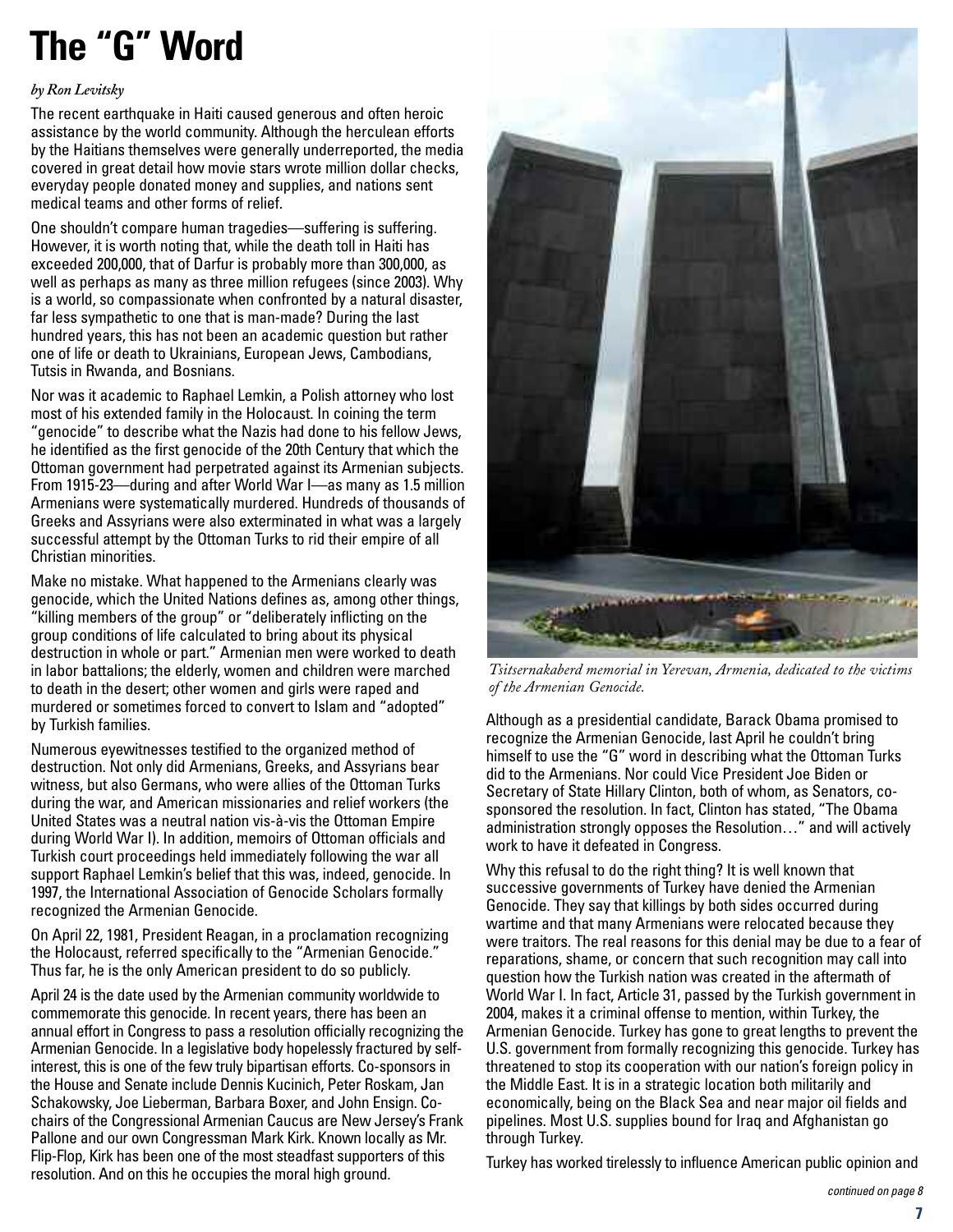# The "G" Word

*by Ron Levitsky*

The recent earthquake in Haiti caused generous and often heroic assistance by the world community. Although the herculean efforts by the Haitians themselves were generally underreported, the media covered in great detail how movie stars wrote million dollar checks, everyday people donated money and supplies, and nations sent medical teams and other forms of relief.

One shouldn't compare human tragedies—suffering is suffering. However, it is worth noting that, while the death toll in Haiti has exceeded 200,000, that of Darfur is probably more than 300,000, as well as perhaps as many as three million refugees (since 2003). Why is a world, so compassionate when confronted by a natural disaster, far less sympathetic to one that is man-made? During the last hundred years, this has not been an academic question but rather one of life or death to Ukrainians, European Jews, Cambodians, Tutsis in Rwanda, and Bosnians.

Nor was it academic to Raphael Lemkin, a Polish attorney who lost most of his extended family in the Holocaust. In coining the term "genocide" to describe what the Nazis had done to his fellow Jews, he identified as the first genocide of the 20th Century that which the Ottoman government had perpetrated against its Armenian subjects. From 1915-23—during and after World War I—as many as 1.5 million Armenians were systematically murdered. Hundreds of thousands of Greeks and Assyrians were also exterminated in what was a largely successful attempt by the Ottoman Turks to rid their empire of all Christian minorities.

Make no mistake. What happened to the Armenians clearly was genocide, which the United Nations defines as, among other things, "killing members of the group" or "deliberately inflicting on the group conditions of life calculated to bring about its physical destruction in whole or part." Armenian men were worked to death in labor battalions; the elderly, women and children were marched to death in the desert; other women and girls were raped and murdered or sometimes forced to convert to Islam and "adopted" by Turkish families.

Numerous eyewitnesses testified to the organized method of destruction. Not only did Armenians, Greeks, and Assyrians bear witness, but also Germans, who were allies of the Ottoman Turks during the war, and American missionaries and relief workers (the United States was a neutral nation vis-à-vis the Ottoman Empire during World War I). In addition, memoirs of Ottoman officials and Turkish court proceedings held immediately following the war all support Raphael Lemkin's belief that this was, indeed, genocide. In 1997, the International Association of Genocide Scholars formally recognized the Armenian Genocide.

On April 22, 1981, President Reagan, in a proclamation recognizing the Holocaust, referred specifically to the "Armenian Genocide." Thus far, he is the only Armenian president to do so publicly.

April 24 is the date used by the Armenian community worldwide to commemorate this genocide. In recent years, there has been an annual effort in Congress to pass a resolution officially recognizing the Armenian Genocide. In a legislative body hopelessly fractured by self-interest, this is one of the few truly bipartisan efforts. Co-sponsors in the House and Senate include Dennis Kucinich, Peter Roskam, Jan Schakowsky, Joe Lieberman, Barbara Boxer, and John Ensign. Co-chairs of the Congressional Armenian Caucus are New Jersey's Frank Pallone and our own Congressman Mark Kirk. Known locally as Mr. Flip-Flop, Kirk has been one of the most steadfast supporters of this resolution. And on this he occupies the moral high ground.

*Tsitsernakaberd memorial in Yerevan, Armenia, dedicated to the victims of the Armenian Genocide.*

Although as a presidential candidate, Barack Obama promised to recognize the Armenian Genocide, last April he couldn't bring himself to use the "G" word in describing what the Ottoman Turks did to the Armenians. Nor could Vice President Joe Biden or Secretary of State Hillary Clinton, both of whom, as Senators, co-sponsored the resolution. In fact, Clinton has stated, "The Obama administration strongly opposes the Resolution…" and will actively work to have it defeated in Congress.

Why this refusal to do the right thing? It is well known that successive governments of Turkey have denied the Armenian Genocide. They say that killings by both sides occurred during wartime and that many Armenians were relocated because they were traitors. The real reasons for this denial may be due to a fear of reparations, shame, or concern that such recognition may call into question how the Turkish nation was created in the aftermath of World War I. In fact, Article 31, passed by the Turkish government in 2004, makes it a criminal offense to mention, within Turkey, the Armenian Genocide. Turkey has gone to great lengths to prevent the U.S. government from formally recognizing this genocide. Turkey has threatened to stop its cooperation with our nation's foreign policy in the Middle East. It is in a strategic location both militarily and economically, being on the Black Sea and near major oil fields and pipelines. Most U.S. supplies bound for Iraq and Afghanistan go through Turkey.

Turkey has worked tirelessly to influence American public opinion and

*continued on page 8*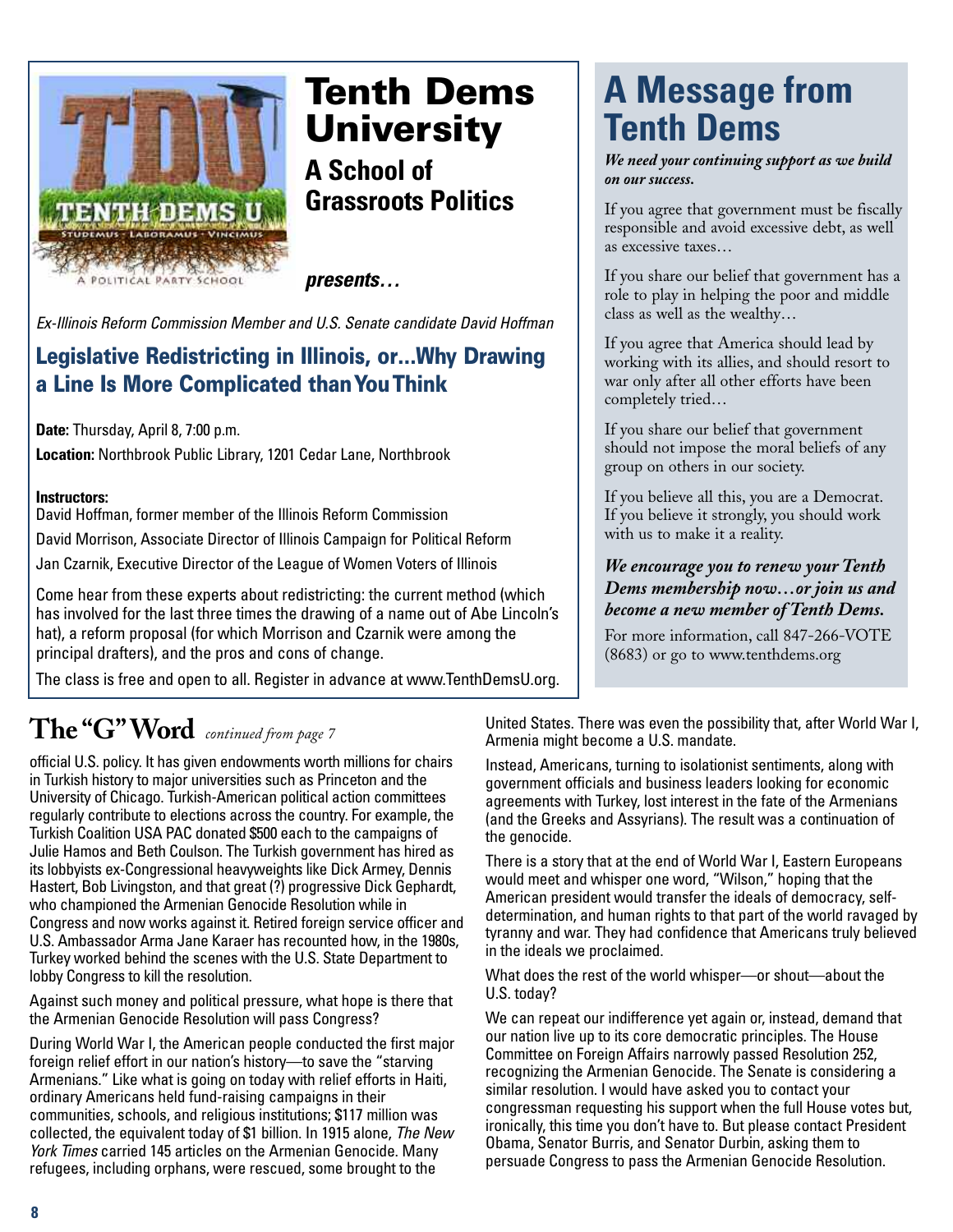# Tenth Dems University

## A School of Grassroots Politics

***presents…***

*Ex-Illinois Reform Commission Member and U.S. Senate candidate David Hoffman*

### Legislative Redistricting in Illinois, or...Why Drawing a Line Is More Complicated than You Think

**Date:** Thursday, April 8, 7:00 p.m.

**Location:** Northbrook Public Library, 1201 Cedar Lane, Northbrook

**Instructors:**

David Hoffman, former member of the Illinois Reform Commission

David Morrison, Associate Director of Illinois Campaign for Political Reform

Jan Czarnik, Executive Director of the League of Women Voters of Illinois

Come hear from these experts about redistricting: the current method (which has involved for the last three times the drawing of a name out of Abe Lincoln's hat), a reform proposal (for which Morrison and Czarnik were among the principal drafters), and the pros and cons of change.

The class is free and open to all. Register in advance at www.TenthDemsU.org.

# A Message from Tenth Dems

***We need your continuing support as we build on our success.***

If you agree that government must be fiscally responsible and avoid excessive debt, as well as excessive taxes…

If you share our belief that government has a role to play in helping the poor and middle class as well as the wealthy…

If you agree that America should lead by working with its allies, and should resort to war only after all other efforts have been completely tried…

If you share our belief that government should not impose the moral beliefs of any group on others in our society.

If you believe all this, you are a Democrat. If you believe it strongly, you should work with us to make it a reality.

***We encourage you to renew your Tenth Dems membership now…or join us and become a new member of Tenth Dems.***

For more information, call 847-266-VOTE (8683) or go to www.tenthdems.org

# The "G" Word *continued from page 7*

official U.S. policy. It has given endowments worth millions for chairs in Turkish history to major universities such as Princeton and the University of Chicago. Turkish-American political action committees regularly contribute to elections across the country. For example, the Turkish Coalition USA PAC donated $500 each to the campaigns of Julie Hamos and Beth Coulson. The Turkish government has hired as its lobbyists ex-Congressional heavyweights like Dick Armey, Dennis Hastert, Bob Livingston, and that great (?) progressive Dick Gephardt, who championed the Armenian Genocide Resolution while in Congress and now works against it. Retired foreign service officer and U.S. Ambassador Arma Jane Karaer has recounted how, in the 1980s, Turkey worked behind the scenes with the U.S. State Department to lobby Congress to kill the resolution.

Against such money and political pressure, what hope is there that the Armenian Genocide Resolution will pass Congress?

During World War I, the American people conducted the first major foreign relief effort in our nation's history—to save the "starving Armenians." Like what is going on today with relief efforts in Haiti, ordinary Americans held fund-raising campaigns in their communities, schools, and religious institutions; $117 million was collected, the equivalent today of $1 billion. In 1915 alone, *The New York Times* carried 145 articles on the Armenian Genocide. Many refugees, including orphans, were rescued, some brought to the United States. There was even the possibility that, after World War I, Armenia might become a U.S. mandate.

Instead, Americans, turning to isolationist sentiments, along with government officials and business leaders looking for economic agreements with Turkey, lost interest in the fate of the Armenians (and the Greeks and Assyrians). The result was a continuation of the genocide.

There is a story that at the end of World War I, Eastern Europeans would meet and whisper one word, "Wilson," hoping that the American president would transfer the ideals of democracy, self-determination, and human rights to that part of the world ravaged by tyranny and war. They had confidence that Americans truly believed in the ideals we proclaimed.

What does the rest of the world whisper—or shout—about the U.S. today?

We can repeat our indifference yet again or, instead, demand that our nation live up to its core democratic principles. The House Committee on Foreign Affairs narrowly passed Resolution 252, recognizing the Armenian Genocide. The Senate is considering a similar resolution. I would have asked you to contact your congressman requesting his support when the full House votes but, ironically, this time you don't have to. But please contact President Obama, Senator Burris, and Senator Durbin, asking them to persuade Congress to pass the Armenian Genocide Resolution.